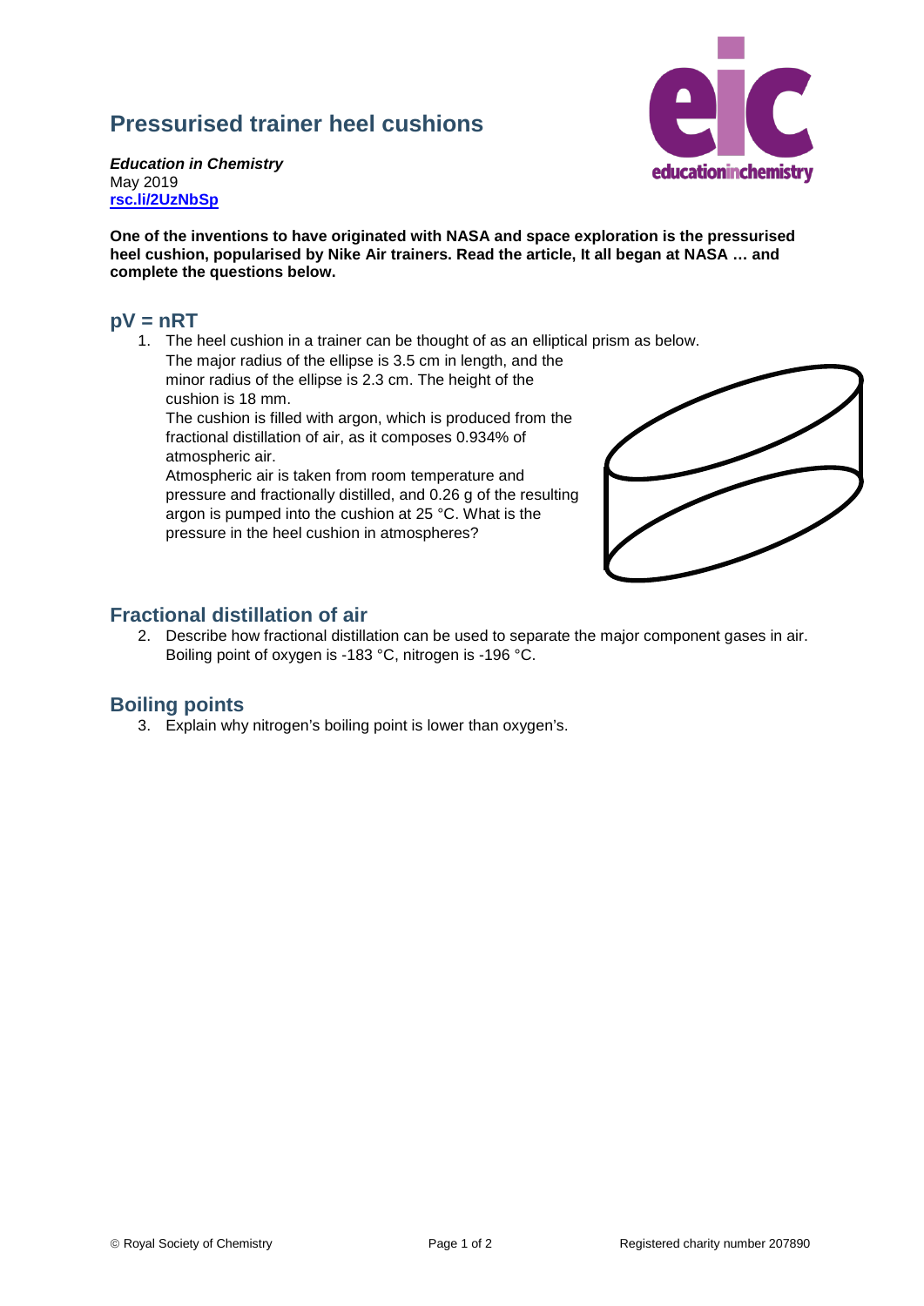# Pressurised trainer heel cushions

***Education in Chemistry***
May 2019
[rsc.li/2UzNbSp](https://rsc.li/2UzNbSp)

**One of the inventions to have originated with NASA and space exploration is the pressurised heel cushion, popularised by Nike Air trainers. Read the article, It all began at NASA … and complete the questions below.**

## pV = nRT

1. The heel cushion in a trainer can be thought of as an elliptical prism as below.
   The major radius of the ellipse is 3.5 cm in length, and the minor radius of the ellipse is 2.3 cm. The height of the cushion is 18 mm.
   The cushion is filled with argon, which is produced from the fractional distillation of air, as it composes 0.934% of atmospheric air.
   Atmospheric air is taken from room temperature and pressure and fractionally distilled, and 0.26 g of the resulting argon is pumped into the cushion at 25 °C. What is the pressure in the heel cushion in atmospheres?

## Fractional distillation of air

2. Describe how fractional distillation can be used to separate the major component gases in air. Boiling point of oxygen is -183 °C, nitrogen is -196 °C.

## Boiling points

3. Explain why nitrogen's boiling point is lower than oxygen's.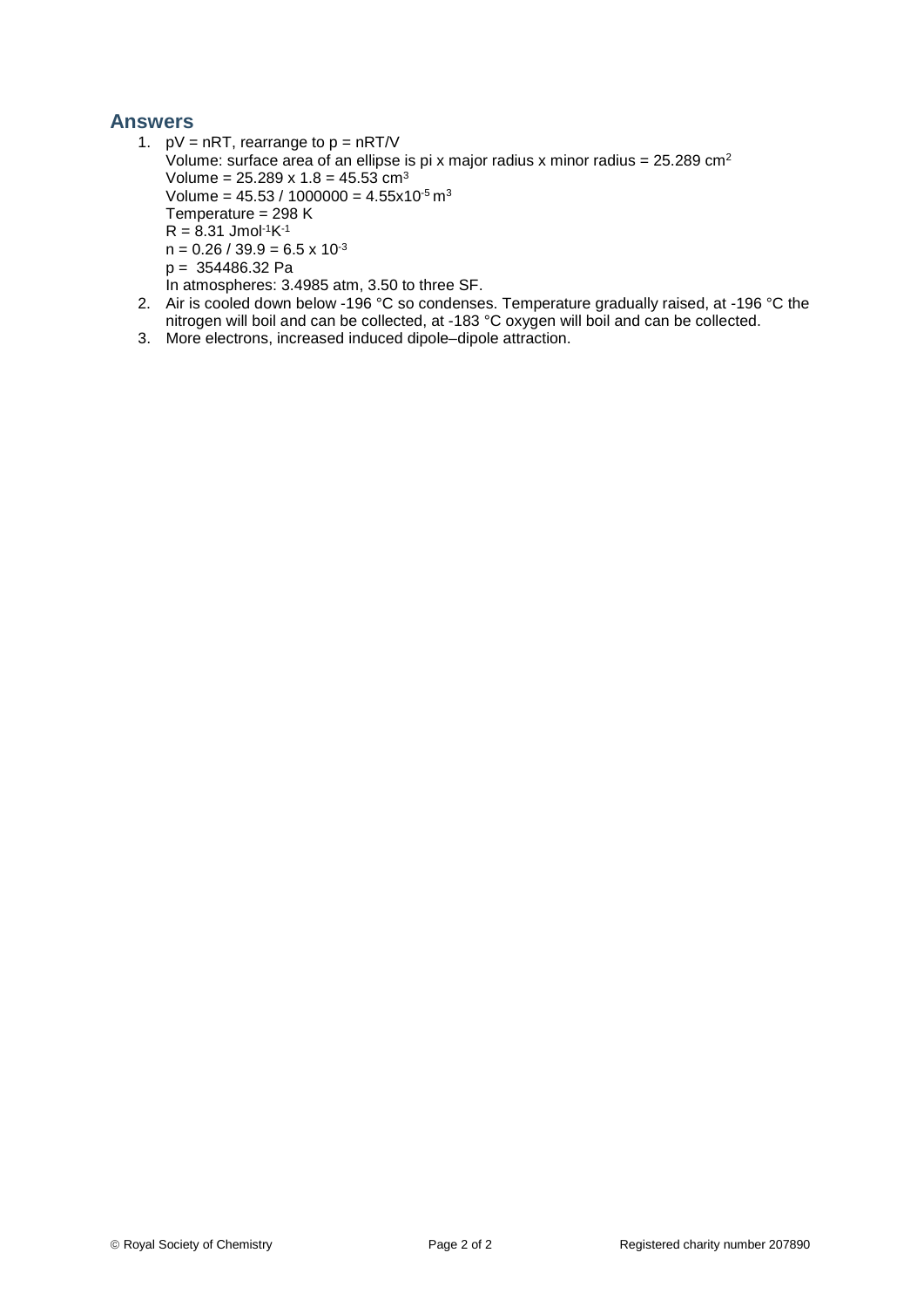## Answers

1. $pV = nRT$, rearrange to $p = nRT/V$
   Volume: surface area of an ellipse is pi x major radius x minor radius = 25.289 $cm^2$
   Volume = 25.289 x 1.8 = 45.53 $cm^3$
   Volume = 45.53 / 1000000 = $4.55 \times 10^{-5}$ $m^3$
   Temperature = 298 K
   R = 8.31 $Jmol^{-1}K^{-1}$
   n = 0.26 / 39.9 = $6.5 \times 10^{-3}$
   p = 354486.32 Pa
   In atmospheres: 3.4985 atm, 3.50 to three SF.
2. Air is cooled down below -196 °C so condenses. Temperature gradually raised, at -196 °C the nitrogen will boil and can be collected, at -183 °C oxygen will boil and can be collected.
3. More electrons, increased induced dipole–dipole attraction.